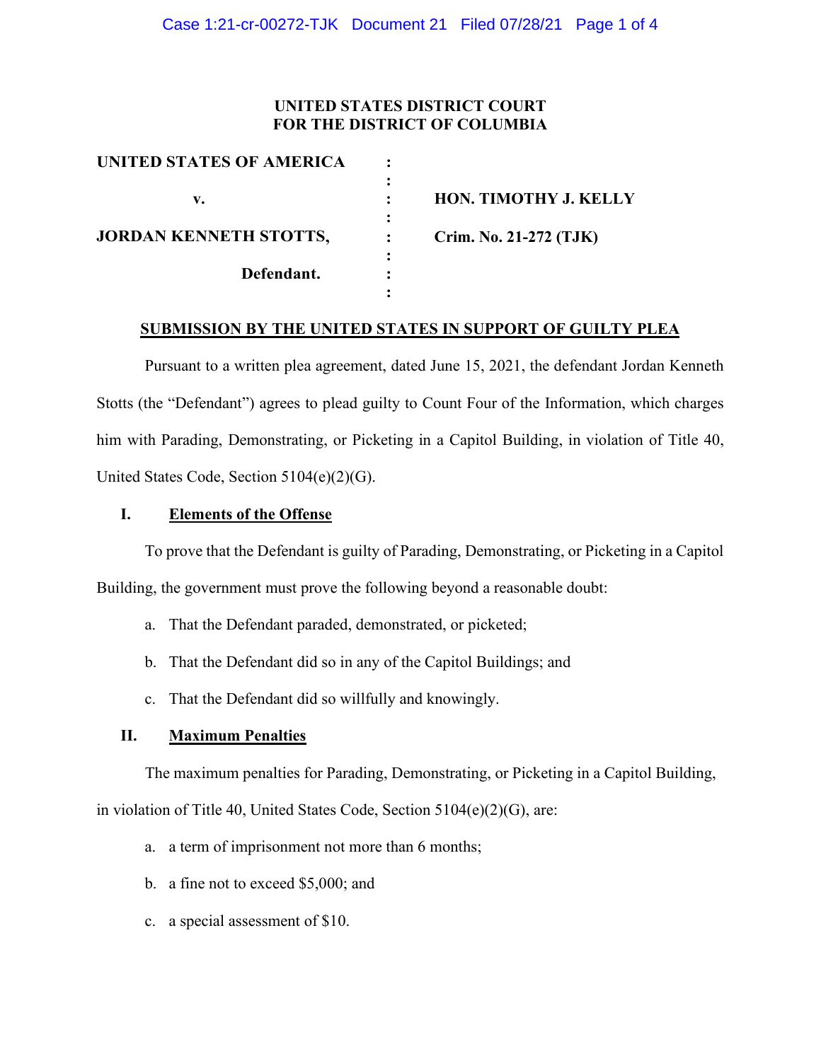**UNITED STATES DISTRICT COURT**
**FOR THE DISTRICT OF COLUMBIA**

| | | |
|---|---|---|
| **UNITED STATES OF AMERICA** | : | |
| | : | |
| **v.** | : | **HON. TIMOTHY J. KELLY** |
| | : | |
| **JORDAN KENNETH STOTTS,** | : | **Crim. No. 21-272 (TJK)** |
| | : | |
| **Defendant.** | : | |
| | : | |

**SUBMISSION BY THE UNITED STATES IN SUPPORT OF GUILTY PLEA**

Pursuant to a written plea agreement, dated June 15, 2021, the defendant Jordan Kenneth Stotts (the "Defendant") agrees to plead guilty to Count Four of the Information, which charges him with Parading, Demonstrating, or Picketing in a Capitol Building, in violation of Title 40, United States Code, Section 5104(e)(2)(G).

## I. Elements of the Offense

To prove that the Defendant is guilty of Parading, Demonstrating, or Picketing in a Capitol Building, the government must prove the following beyond a reasonable doubt:

a. That the Defendant paraded, demonstrated, or picketed;

b. That the Defendant did so in any of the Capitol Buildings; and

c. That the Defendant did so willfully and knowingly.

## II. Maximum Penalties

The maximum penalties for Parading, Demonstrating, or Picketing in a Capitol Building, in violation of Title 40, United States Code, Section 5104(e)(2)(G), are:

a. a term of imprisonment not more than 6 months;

b. a fine not to exceed $5,000; and

c. a special assessment of $10.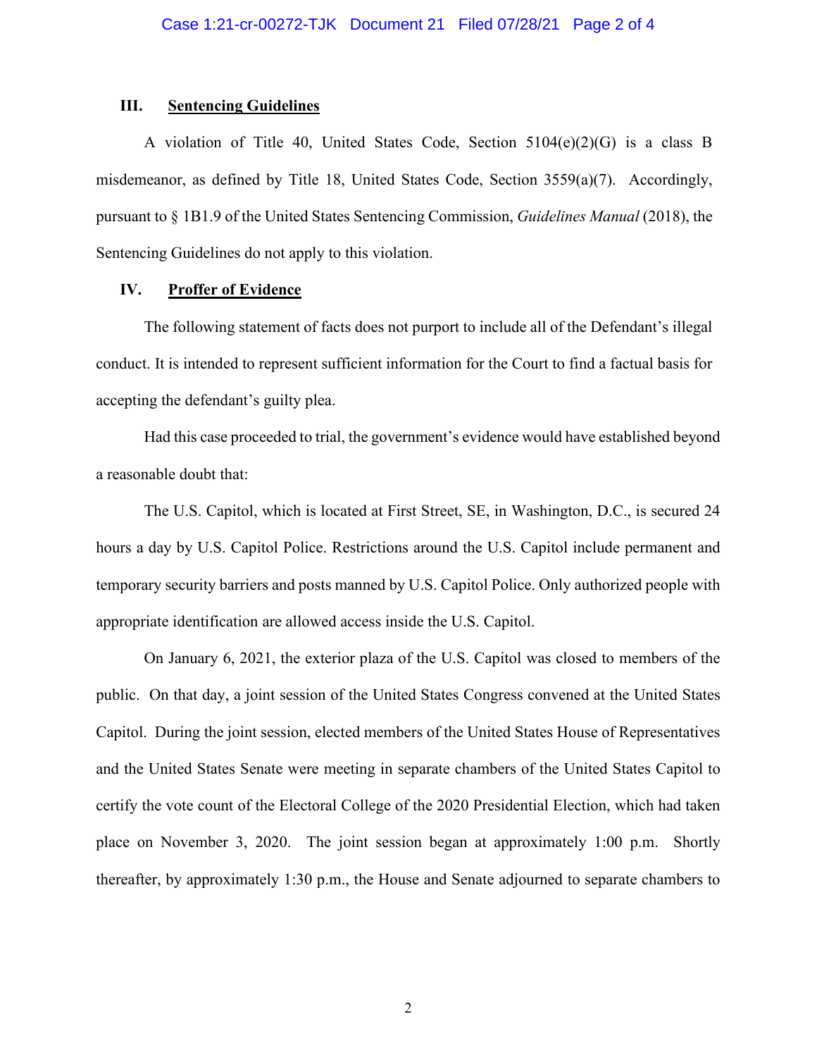## III. Sentencing Guidelines

A violation of Title 40, United States Code, Section 5104(e)(2)(G) is a class B misdemeanor, as defined by Title 18, United States Code, Section 3559(a)(7). Accordingly, pursuant to § 1B1.9 of the United States Sentencing Commission, *Guidelines Manual* (2018), the Sentencing Guidelines do not apply to this violation.

## IV. Proffer of Evidence

The following statement of facts does not purport to include all of the Defendant's illegal conduct. It is intended to represent sufficient information for the Court to find a factual basis for accepting the defendant's guilty plea.

Had this case proceeded to trial, the government's evidence would have established beyond a reasonable doubt that:

The U.S. Capitol, which is located at First Street, SE, in Washington, D.C., is secured 24 hours a day by U.S. Capitol Police. Restrictions around the U.S. Capitol include permanent and temporary security barriers and posts manned by U.S. Capitol Police. Only authorized people with appropriate identification are allowed access inside the U.S. Capitol.

On January 6, 2021, the exterior plaza of the U.S. Capitol was closed to members of the public. On that day, a joint session of the United States Congress convened at the United States Capitol. During the joint session, elected members of the United States House of Representatives and the United States Senate were meeting in separate chambers of the United States Capitol to certify the vote count of the Electoral College of the 2020 Presidential Election, which had taken place on November 3, 2020. The joint session began at approximately 1:00 p.m. Shortly thereafter, by approximately 1:30 p.m., the House and Senate adjourned to separate chambers to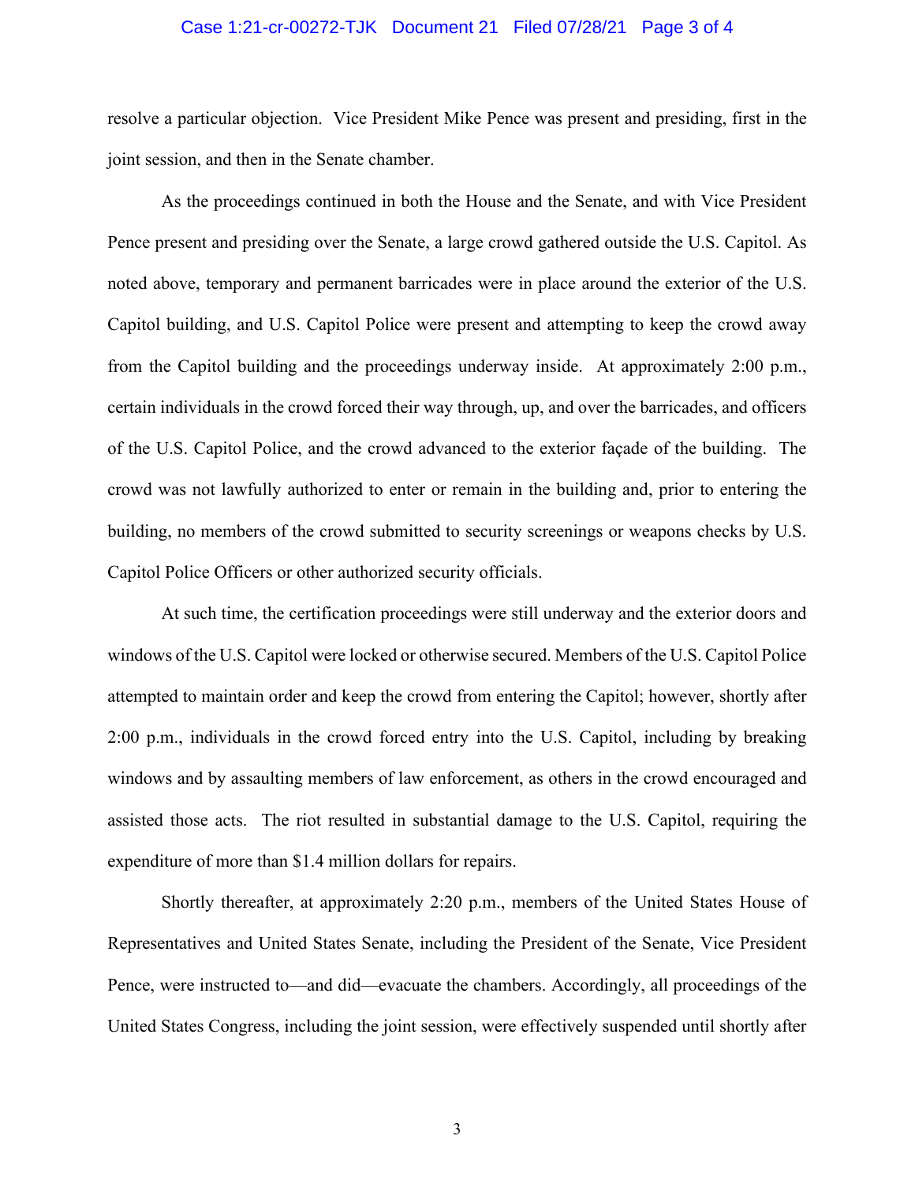resolve a particular objection. Vice President Mike Pence was present and presiding, first in the joint session, and then in the Senate chamber.

As the proceedings continued in both the House and the Senate, and with Vice President Pence present and presiding over the Senate, a large crowd gathered outside the U.S. Capitol. As noted above, temporary and permanent barricades were in place around the exterior of the U.S. Capitol building, and U.S. Capitol Police were present and attempting to keep the crowd away from the Capitol building and the proceedings underway inside. At approximately 2:00 p.m., certain individuals in the crowd forced their way through, up, and over the barricades, and officers of the U.S. Capitol Police, and the crowd advanced to the exterior façade of the building. The crowd was not lawfully authorized to enter or remain in the building and, prior to entering the building, no members of the crowd submitted to security screenings or weapons checks by U.S. Capitol Police Officers or other authorized security officials.

At such time, the certification proceedings were still underway and the exterior doors and windows of the U.S. Capitol were locked or otherwise secured. Members of the U.S. Capitol Police attempted to maintain order and keep the crowd from entering the Capitol; however, shortly after 2:00 p.m., individuals in the crowd forced entry into the U.S. Capitol, including by breaking windows and by assaulting members of law enforcement, as others in the crowd encouraged and assisted those acts. The riot resulted in substantial damage to the U.S. Capitol, requiring the expenditure of more than $1.4 million dollars for repairs.

Shortly thereafter, at approximately 2:20 p.m., members of the United States House of Representatives and United States Senate, including the President of the Senate, Vice President Pence, were instructed to—and did—evacuate the chambers. Accordingly, all proceedings of the United States Congress, including the joint session, were effectively suspended until shortly after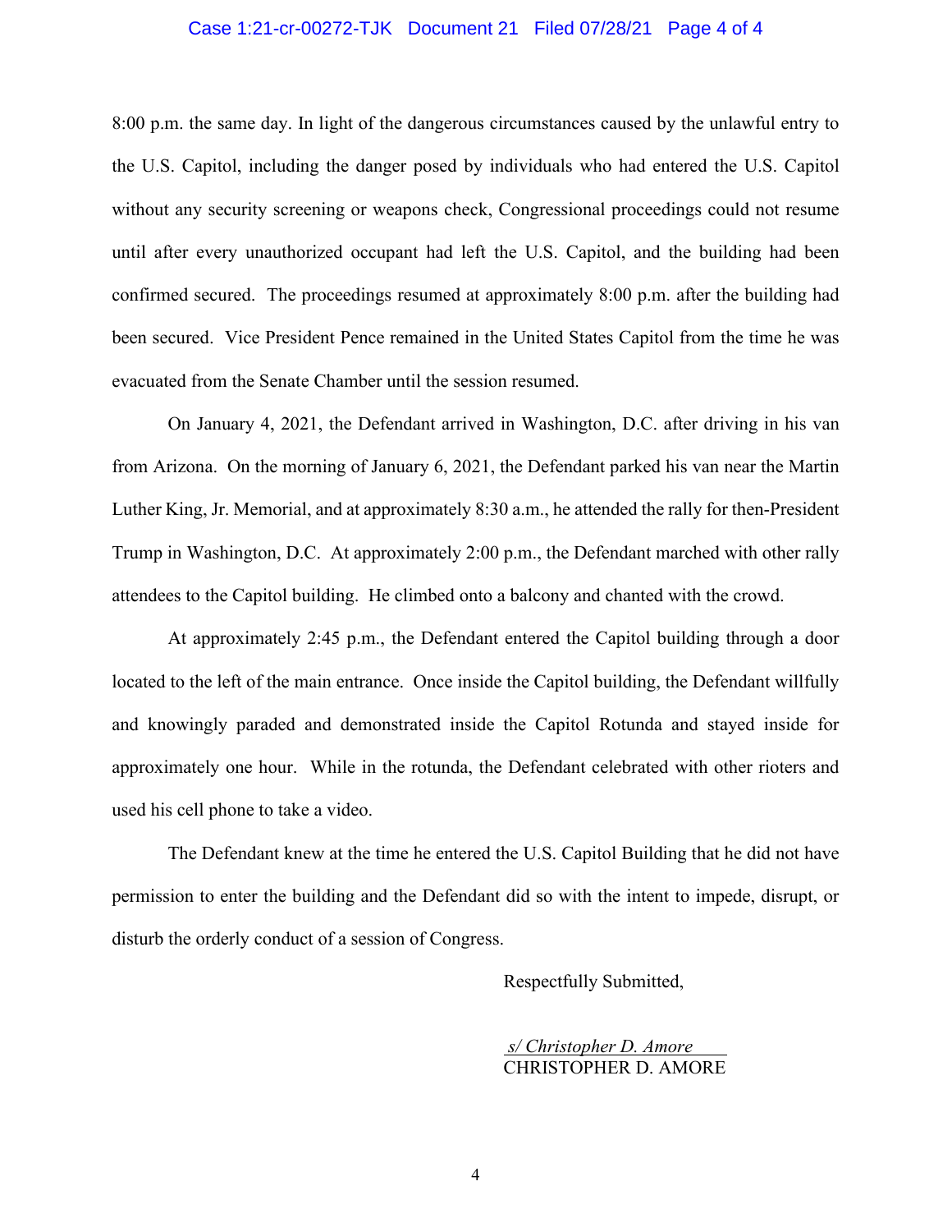8:00 p.m. the same day. In light of the dangerous circumstances caused by the unlawful entry to the U.S. Capitol, including the danger posed by individuals who had entered the U.S. Capitol without any security screening or weapons check, Congressional proceedings could not resume until after every unauthorized occupant had left the U.S. Capitol, and the building had been confirmed secured. The proceedings resumed at approximately 8:00 p.m. after the building had been secured. Vice President Pence remained in the United States Capitol from the time he was evacuated from the Senate Chamber until the session resumed.

On January 4, 2021, the Defendant arrived in Washington, D.C. after driving in his van from Arizona. On the morning of January 6, 2021, the Defendant parked his van near the Martin Luther King, Jr. Memorial, and at approximately 8:30 a.m., he attended the rally for then-President Trump in Washington, D.C. At approximately 2:00 p.m., the Defendant marched with other rally attendees to the Capitol building. He climbed onto a balcony and chanted with the crowd.

At approximately 2:45 p.m., the Defendant entered the Capitol building through a door located to the left of the main entrance. Once inside the Capitol building, the Defendant willfully and knowingly paraded and demonstrated inside the Capitol Rotunda and stayed inside for approximately one hour. While in the rotunda, the Defendant celebrated with other rioters and used his cell phone to take a video.

The Defendant knew at the time he entered the U.S. Capitol Building that he did not have permission to enter the building and the Defendant did so with the intent to impede, disrupt, or disturb the orderly conduct of a session of Congress.

Respectfully Submitted,

*s/ Christopher D. Amore*
CHRISTOPHER D. AMORE